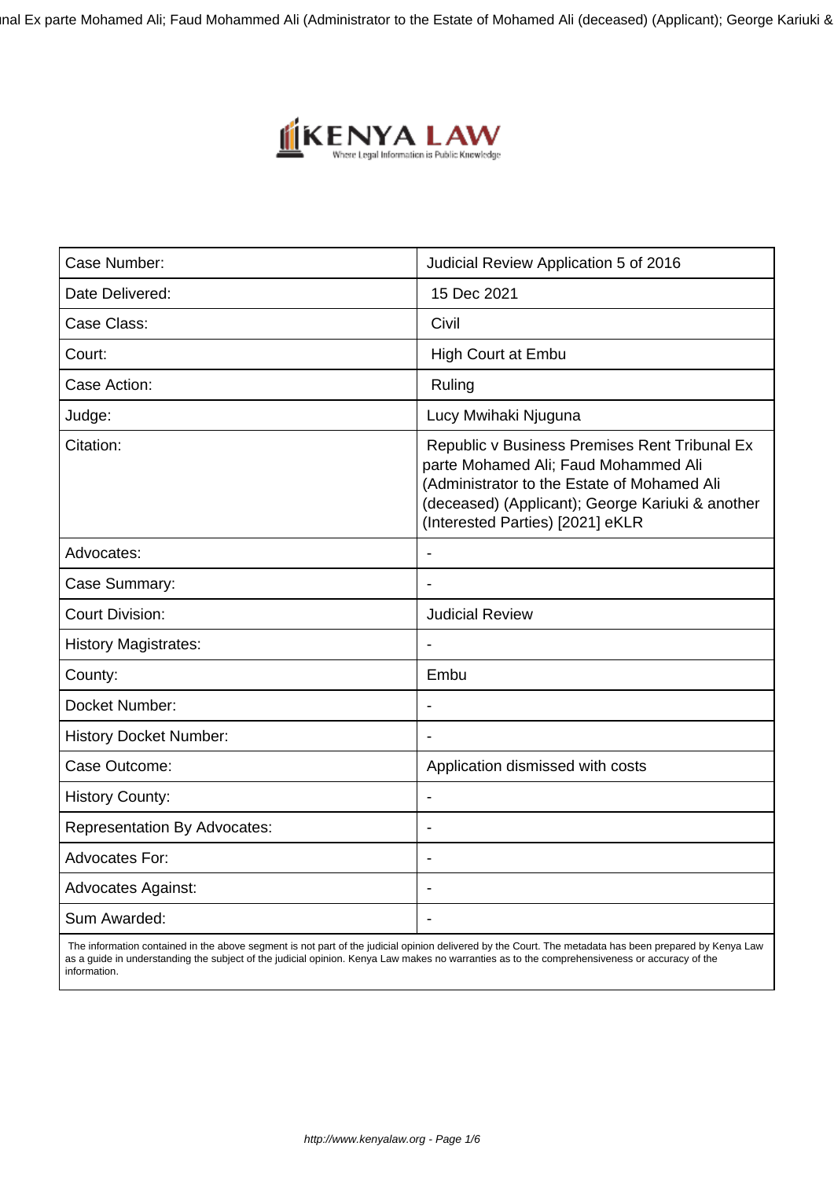| Case Number: | Judicial Review Application 5 of 2016 |
| --- | --- |
| Date Delivered: | 15 Dec 2021 |
| Case Class: | Civil |
| Court: | High Court at Embu |
| Case Action: | Ruling |
| Judge: | Lucy Mwihaki Njuguna |
| Citation: | Republic v Business Premises Rent Tribunal Ex parte Mohamed Ali; Faud Mohammed Ali (Administrator to the Estate of Mohamed Ali (deceased) (Applicant); George Kariuki & another (Interested Parties) [2021] eKLR |
| Advocates: | - |
| Case Summary: | - |
| Court Division: | Judicial Review |
| History Magistrates: | - |
| County: | Embu |
| Docket Number: | - |
| History Docket Number: | - |
| Case Outcome: | Application dismissed with costs |
| History County: | - |
| Representation By Advocates: | - |
| Advocates For: | - |
| Advocates Against: | - |
| Sum Awarded: | - |

The information contained in the above segment is not part of the judicial opinion delivered by the Court. The metadata has been prepared by Kenya Law as a guide in understanding the subject of the judicial opinion. Kenya Law makes no warranties as to the comprehensiveness or accuracy of the information.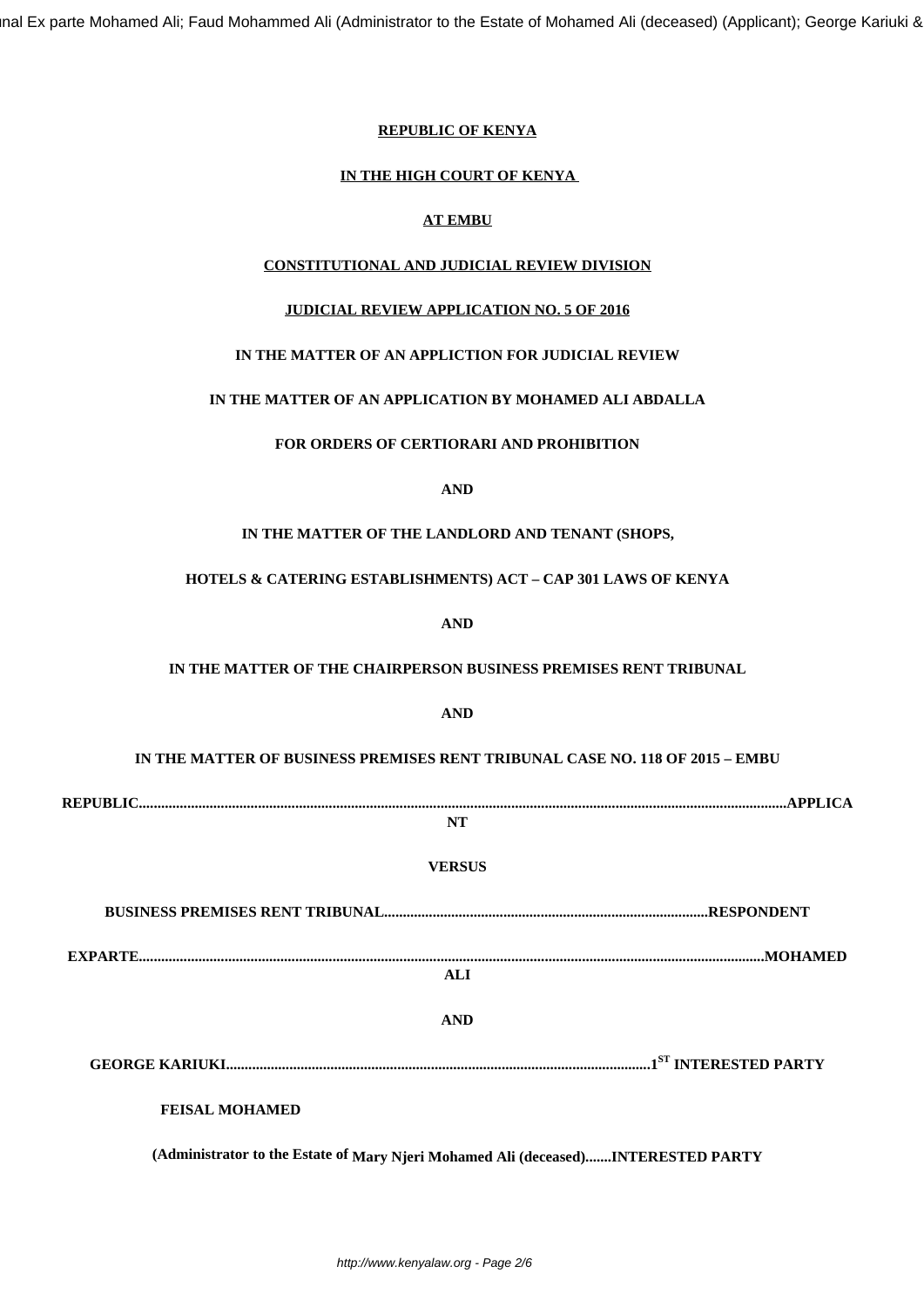**REPUBLIC OF KENYA**

**IN THE HIGH COURT OF KENYA**

**AT EMBU**

**CONSTITUTIONAL AND JUDICIAL REVIEW DIVISION**

**JUDICIAL REVIEW APPLICATION NO. 5 OF 2016**

**IN THE MATTER OF AN APPLICTION FOR JUDICIAL REVIEW**

**IN THE MATTER OF AN APPLICATION BY MOHAMED ALI ABDALLA**

**FOR ORDERS OF CERTIORARI AND PROHIBITION**

**AND**

**IN THE MATTER OF THE LANDLORD AND TENANT (SHOPS,**

**HOTELS & CATERING ESTABLISHMENTS) ACT – CAP 301 LAWS OF KENYA**

**AND**

**IN THE MATTER OF THE CHAIRPERSON BUSINESS PREMISES RENT TRIBUNAL**

**AND**

**IN THE MATTER OF BUSINESS PREMISES RENT TRIBUNAL CASE NO. 118 OF 2015 – EMBU**

**REPUBLIC.............................................................................................................................................................................APPLICANT**

**VERSUS**

**BUSINESS PREMISES RENT TRIBUNAL.......................................................................................RESPONDENT**

**EXPARTE.......................................................................................................................................................................MOHAMED ALI**

**AND**

**GEORGE KARIUKI.................................................................................................................1ST INTERESTED PARTY**

**FEISAL MOHAMED**

**(Administrator to the Estate of Mary Njeri Mohamed Ali (deceased).......INTERESTED PARTY**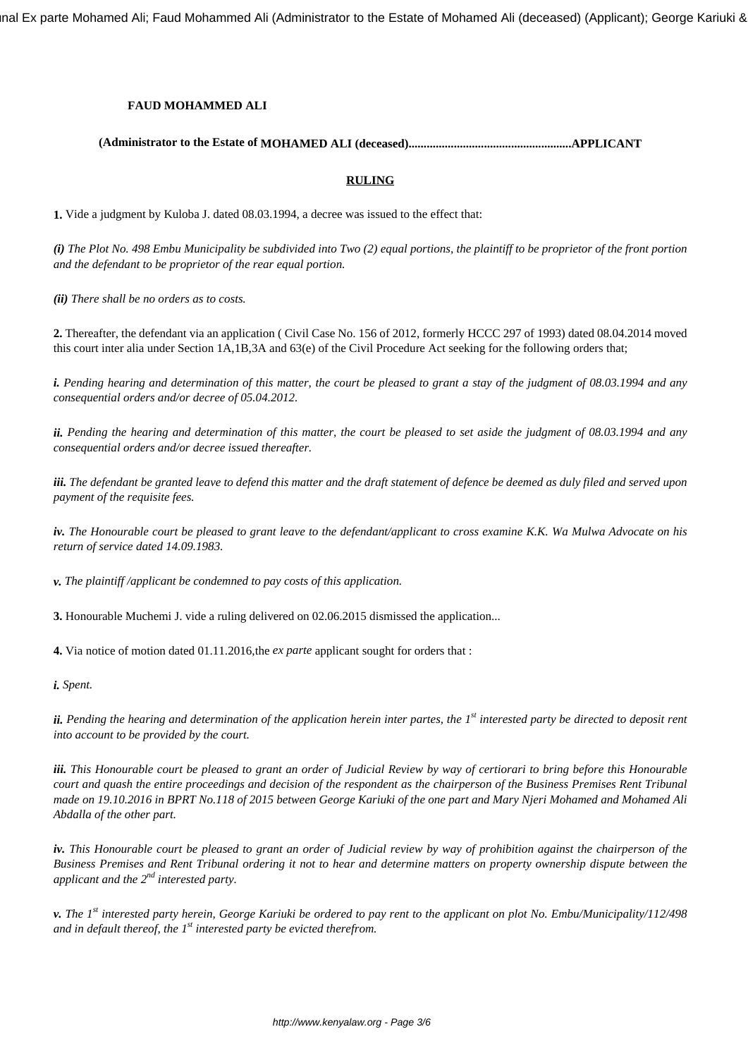**FAUD MOHAMMED ALI**

**(Administrator to the Estate of MOHAMED ALI (deceased)......................................................APPLICANT**

**RULING**

**1.** Vide a judgment by Kuloba J. dated 08.03.1994, a decree was issued to the effect that:

***(i)*** *The Plot No. 498 Embu Municipality be subdivided into Two (2) equal portions, the plaintiff to be proprietor of the front portion and the defendant to be proprietor of the rear equal portion.*

***(ii)*** *There shall be no orders as to costs.*

**2.** Thereafter, the defendant via an application ( Civil Case No. 156 of 2012, formerly HCCC 297 of 1993) dated 08.04.2014 moved this court inter alia under Section 1A,1B,3A and 63(e) of the Civil Procedure Act seeking for the following orders that;

***i.*** *Pending hearing and determination of this matter, the court be pleased to grant a stay of the judgment of 08.03.1994 and any consequential orders and/or decree of 05.04.2012.*

***ii.*** *Pending the hearing and determination of this matter, the court be pleased to set aside the judgment of 08.03.1994 and any consequential orders and/or decree issued thereafter.*

***iii.*** *The defendant be granted leave to defend this matter and the draft statement of defence be deemed as duly filed and served upon payment of the requisite fees.*

***iv.*** *The Honourable court be pleased to grant leave to the defendant/applicant to cross examine K.K. Wa Mulwa Advocate on his return of service dated 14.09.1983.*

***v.*** *The plaintiff /applicant be condemned to pay costs of this application.*

**3.** Honourable Muchemi J. vide a ruling delivered on 02.06.2015 dismissed the application...

**4.** Via notice of motion dated 01.11.2016,the *ex parte* applicant sought for orders that :

***i.*** *Spent.*

***ii.*** *Pending the hearing and determination of the application herein inter partes, the 1st interested party be directed to deposit rent into account to be provided by the court.*

***iii.*** *This Honourable court be pleased to grant an order of Judicial Review by way of certiorari to bring before this Honourable court and quash the entire proceedings and decision of the respondent as the chairperson of the Business Premises Rent Tribunal made on 19.10.2016 in BPRT No.118 of 2015 between George Kariuki of the one part and Mary Njeri Mohamed and Mohamed Ali Abdalla of the other part.*

***iv.*** *This Honourable court be pleased to grant an order of Judicial review by way of prohibition against the chairperson of the Business Premises and Rent Tribunal ordering it not to hear and determine matters on property ownership dispute between the applicant and the 2nd interested party.*

***v.*** *The 1st interested party herein, George Kariuki be ordered to pay rent to the applicant on plot No. Embu/Municipality/112/498 and in default thereof, the 1st interested party be evicted therefrom.*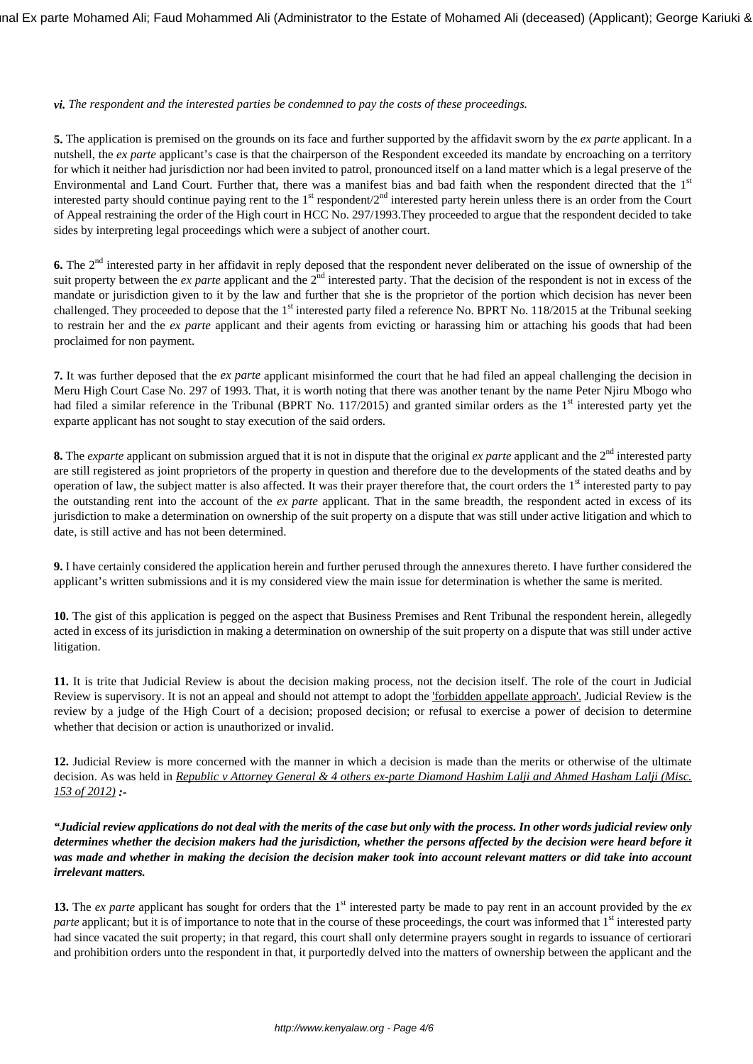***vi.*** *The respondent and the interested parties be condemned to pay the costs of these proceedings.*

**5.** The application is premised on the grounds on its face and further supported by the affidavit sworn by the *ex parte* applicant. In a nutshell, the *ex parte* applicant's case is that the chairperson of the Respondent exceeded its mandate by encroaching on a territory for which it neither had jurisdiction nor had been invited to patrol, pronounced itself on a land matter which is a legal preserve of the Environmental and Land Court. Further that, there was a manifest bias and bad faith when the respondent directed that the 1st interested party should continue paying rent to the 1st respondent/2nd interested party herein unless there is an order from the Court of Appeal restraining the order of the High court in HCC No. 297/1993.They proceeded to argue that the respondent decided to take sides by interpreting legal proceedings which were a subject of another court.

**6.** The 2nd interested party in her affidavit in reply deposed that the respondent never deliberated on the issue of ownership of the suit property between the *ex parte* applicant and the 2nd interested party. That the decision of the respondent is not in excess of the mandate or jurisdiction given to it by the law and further that she is the proprietor of the portion which decision has never been challenged. They proceeded to depose that the 1st interested party filed a reference No. BPRT No. 118/2015 at the Tribunal seeking to restrain her and the *ex parte* applicant and their agents from evicting or harassing him or attaching his goods that had been proclaimed for non payment.

**7.** It was further deposed that the *ex parte* applicant misinformed the court that he had filed an appeal challenging the decision in Meru High Court Case No. 297 of 1993. That, it is worth noting that there was another tenant by the name Peter Njiru Mbogo who had filed a similar reference in the Tribunal (BPRT No. 117/2015) and granted similar orders as the 1st interested party yet the exparte applicant has not sought to stay execution of the said orders.

**8.** The *exparte* applicant on submission argued that it is not in dispute that the original *ex parte* applicant and the 2nd interested party are still registered as joint proprietors of the property in question and therefore due to the developments of the stated deaths and by operation of law, the subject matter is also affected. It was their prayer therefore that, the court orders the 1st interested party to pay the outstanding rent into the account of the *ex parte* applicant. That in the same breadth, the respondent acted in excess of its jurisdiction to make a determination on ownership of the suit property on a dispute that was still under active litigation and which to date, is still active and has not been determined.

**9.** I have certainly considered the application herein and further perused through the annexures thereto. I have further considered the applicant's written submissions and it is my considered view the main issue for determination is whether the same is merited.

**10.** The gist of this application is pegged on the aspect that Business Premises and Rent Tribunal the respondent herein, allegedly acted in excess of its jurisdiction in making a determination on ownership of the suit property on a dispute that was still under active litigation.

**11.** It is trite that Judicial Review is about the decision making process, not the decision itself. The role of the court in Judicial Review is supervisory. It is not an appeal and should not attempt to adopt the 'forbidden appellate approach'. Judicial Review is the review by a judge of the High Court of a decision; proposed decision; or refusal to exercise a power of decision to determine whether that decision or action is unauthorized or invalid.

**12.** Judicial Review is more concerned with the manner in which a decision is made than the merits or otherwise of the ultimate decision. As was held in *Republic v Attorney General & 4 others ex-parte Diamond Hashim Lalji and Ahmed Hasham Lalji (Misc. 153 of 2012)* **:-**

***"Judicial review applications do not deal with the merits of the case but only with the process. In other words judicial review only determines whether the decision makers had the jurisdiction, whether the persons affected by the decision were heard before it was made and whether in making the decision the decision maker took into account relevant matters or did take into account irrelevant matters.***

**13.** The *ex parte* applicant has sought for orders that the 1st interested party be made to pay rent in an account provided by the *ex parte* applicant; but it is of importance to note that in the course of these proceedings, the court was informed that 1st interested party had since vacated the suit property; in that regard, this court shall only determine prayers sought in regards to issuance of certiorari and prohibition orders unto the respondent in that, it purportedly delved into the matters of ownership between the applicant and the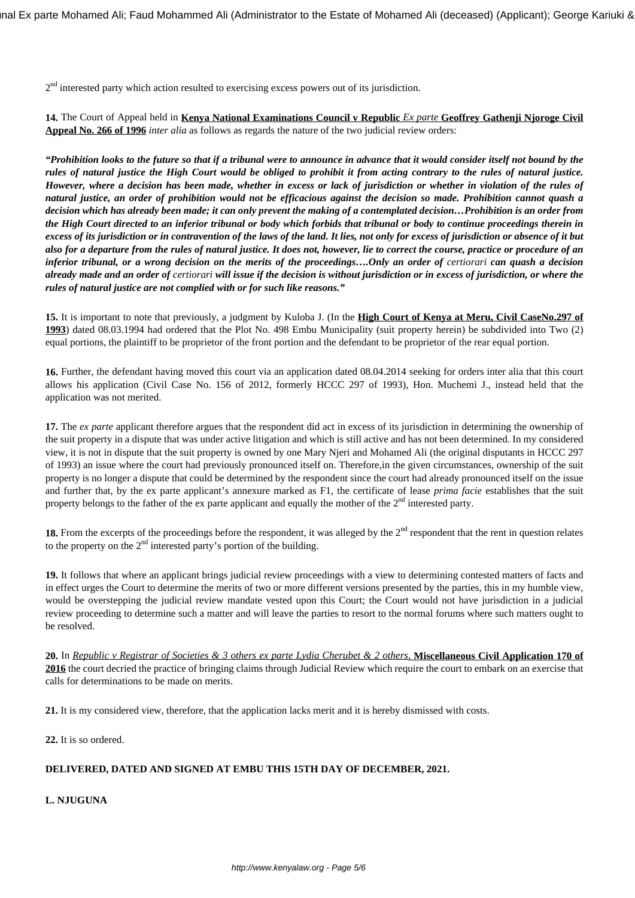2[nd] interested party which action resulted to exercising excess powers out of its jurisdiction.

**14.** The Court of Appeal held in **Kenya National Examinations Council v Republic** *Ex parte* **Geoffrey Gathenji Njoroge Civil Appeal No. 266 of 1996** *inter alia* as follows as regards the nature of the two judicial review orders:

***"Prohibition looks to the future so that if a tribunal were to announce in advance that it would consider itself not bound by the rules of natural justice the High Court would be obliged to prohibit it from acting contrary to the rules of natural justice. However, where a decision has been made, whether in excess or lack of jurisdiction or whether in violation of the rules of natural justice, an order of prohibition would not be efficacious against the decision so made. Prohibition cannot quash a decision which has already been made; it can only prevent the making of a contemplated decision…Prohibition is an order from the High Court directed to an inferior tribunal or body which forbids that tribunal or body to continue proceedings therein in excess of its jurisdiction or in contravention of the laws of the land. It lies, not only for excess of jurisdiction or absence of it but also for a departure from the rules of natural justice. It does not, however, lie to correct the course, practice or procedure of an inferior tribunal, or a wrong decision on the merits of the proceedings….Only an order of* certiorari *can quash a decision already made and an order of* certiorari *will issue if the decision is without jurisdiction or in excess of jurisdiction, or where the rules of natural justice are not complied with or for such like reasons."***

**15.** It is important to note that previously, a judgment by Kuloba J. (In the **High Court of Kenya at Meru, Civil CaseNo.297 of 1993**) dated 08.03.1994 had ordered that the Plot No. 498 Embu Municipality (suit property herein) be subdivided into Two (2) equal portions, the plaintiff to be proprietor of the front portion and the defendant to be proprietor of the rear equal portion.

**16.** Further, the defendant having moved this court via an application dated 08.04.2014 seeking for orders inter alia that this court allows his application (Civil Case No. 156 of 2012, formerly HCCC 297 of 1993), Hon. Muchemi J., instead held that the application was not merited.

**17.** The *ex parte* applicant therefore argues that the respondent did act in excess of its jurisdiction in determining the ownership of the suit property in a dispute that was under active litigation and which is still active and has not been determined. In my considered view, it is not in dispute that the suit property is owned by one Mary Njeri and Mohamed Ali (the original disputants in HCCC 297 of 1993) an issue where the court had previously pronounced itself on. Therefore,in the given circumstances, ownership of the suit property is no longer a dispute that could be determined by the respondent since the court had already pronounced itself on the issue and further that, by the ex parte applicant's annexure marked as F1, the certificate of lease *prima facie* establishes that the suit property belongs to the father of the ex parte applicant and equally the mother of the 2[nd] interested party.

**18.** From the excerpts of the proceedings before the respondent, it was alleged by the 2[nd] respondent that the rent in question relates to the property on the 2[nd] interested party's portion of the building.

**19.** It follows that where an applicant brings judicial review proceedings with a view to determining contested matters of facts and in effect urges the Court to determine the merits of two or more different versions presented by the parties, this in my humble view, would be overstepping the judicial review mandate vested upon this Court; the Court would not have jurisdiction in a judicial review proceeding to determine such a matter and will leave the parties to resort to the normal forums where such matters ought to be resolved.

**20.** In *Republic v Registrar of Societies & 3 others ex parte Lydia Cherubet & 2 others*, **Miscellaneous Civil Application 170 of 2016** the court decried the practice of bringing claims through Judicial Review which require the court to embark on an exercise that calls for determinations to be made on merits.

**21.** It is my considered view, therefore, that the application lacks merit and it is hereby dismissed with costs.

**22.** It is so ordered.

**DELIVERED, DATED AND SIGNED AT EMBU THIS 15TH DAY OF DECEMBER, 2021.**

**L. NJUGUNA**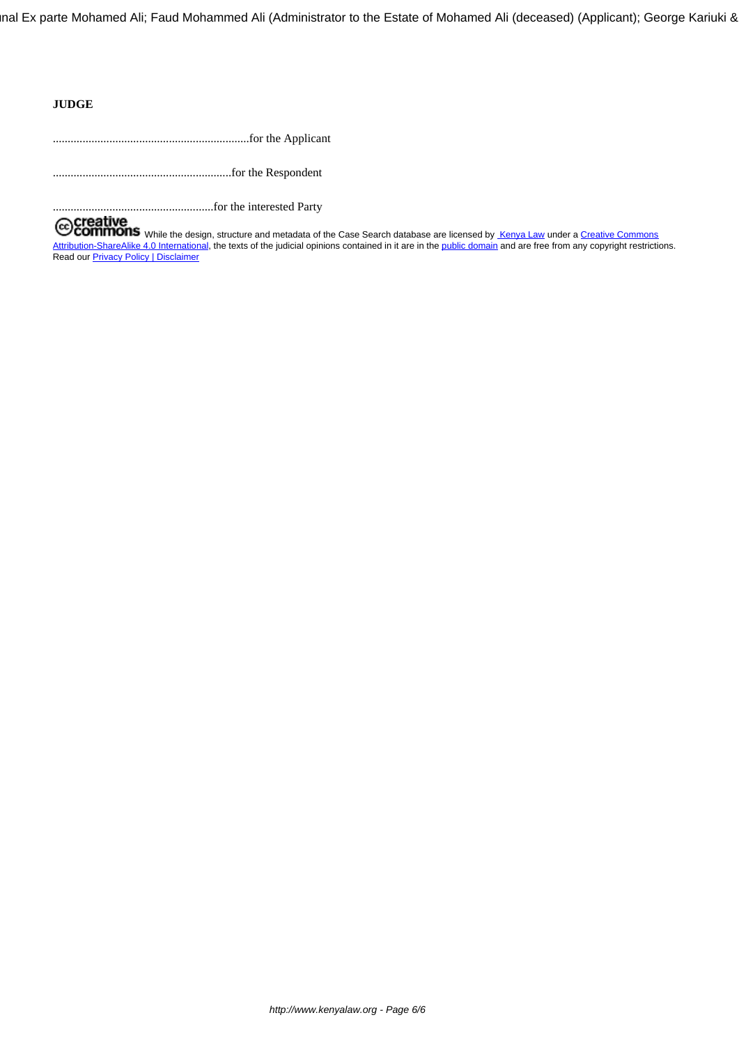**JUDGE**

...................................................................for the Applicant

.............................................................for the Respondent

.......................................................for the interested Party

While the design, structure and metadata of the Case Search database are licensed by Kenya Law under a Creative Commons Attribution-ShareAlike 4.0 International, the texts of the judicial opinions contained in it are in the public domain and are free from any copyright restrictions. Read our Privacy Policy | Disclaimer